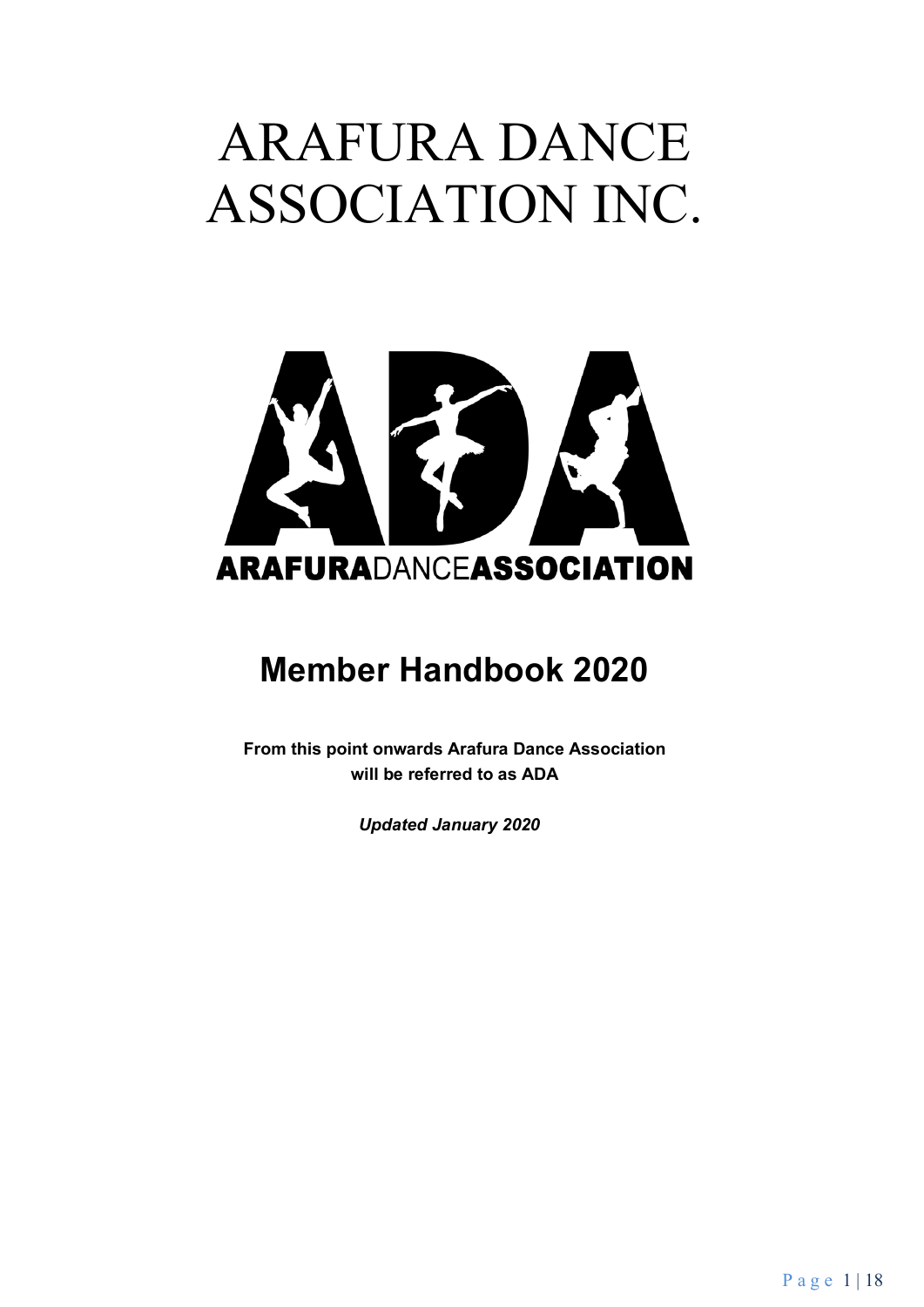# ARAFURA DANCE ASSOCIATION INC.

ARAFURADANCEASSOCIATION

## Member Handbook 2020

**From this point onwards Arafura Dance Association will be referred to as ADA**

***Updated January 2020***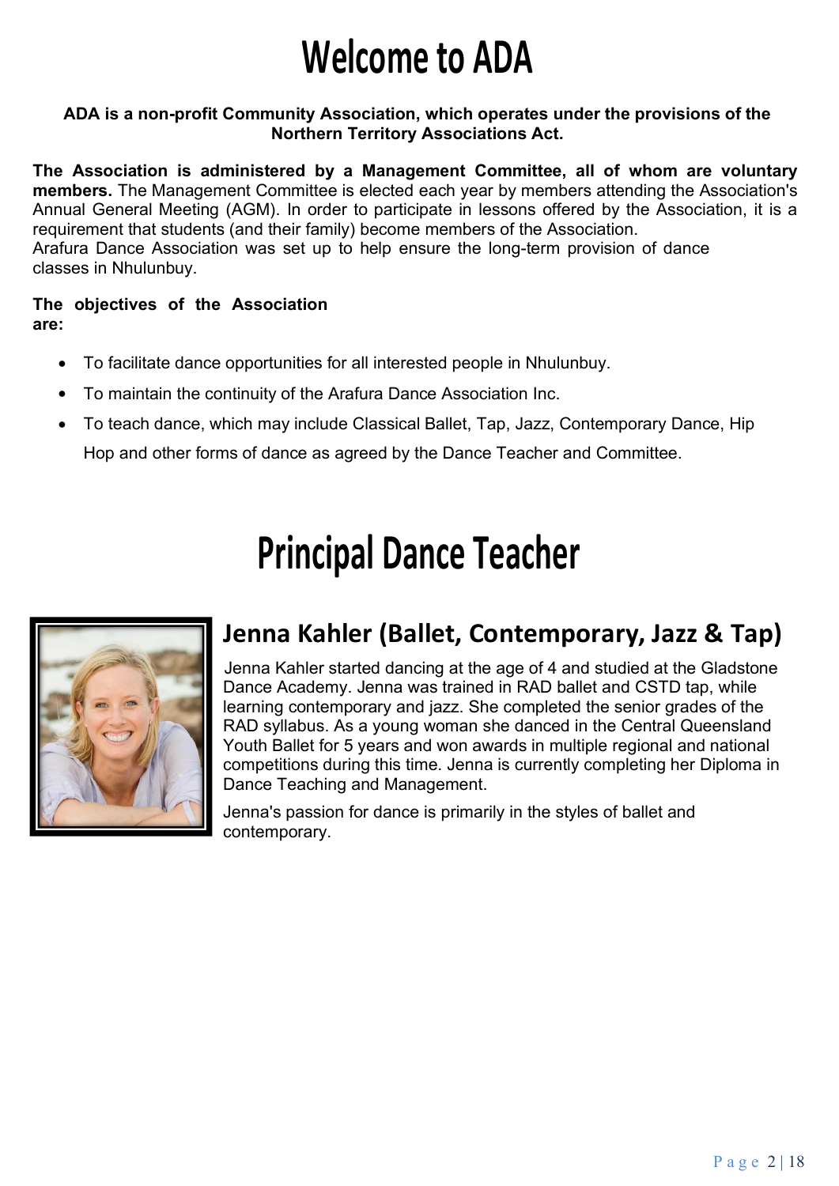# Welcome to ADA

**ADA is a non-profit Community Association, which operates under the provisions of the Northern Territory Associations Act.**

**The Association is administered by a Management Committee, all of whom are voluntary members.** The Management Committee is elected each year by members attending the Association's Annual General Meeting (AGM). In order to participate in lessons offered by the Association, it is a requirement that students (and their family) become members of the Association.
Arafura Dance Association was set up to help ensure the long-term provision of dance classes in Nhulunbuy.

**The objectives of the Association are:**

- To facilitate dance opportunities for all interested people in Nhulunbuy.
- To maintain the continuity of the Arafura Dance Association Inc.
- To teach dance, which may include Classical Ballet, Tap, Jazz, Contemporary Dance, Hip Hop and other forms of dance as agreed by the Dance Teacher and Committee.

# Principal Dance Teacher

## Jenna Kahler (Ballet, Contemporary, Jazz & Tap)

Jenna Kahler started dancing at the age of 4 and studied at the Gladstone Dance Academy. Jenna was trained in RAD ballet and CSTD tap, while learning contemporary and jazz. She completed the senior grades of the RAD syllabus. As a young woman she danced in the Central Queensland Youth Ballet for 5 years and won awards in multiple regional and national competitions during this time. Jenna is currently completing her Diploma in Dance Teaching and Management.

Jenna's passion for dance is primarily in the styles of ballet and contemporary.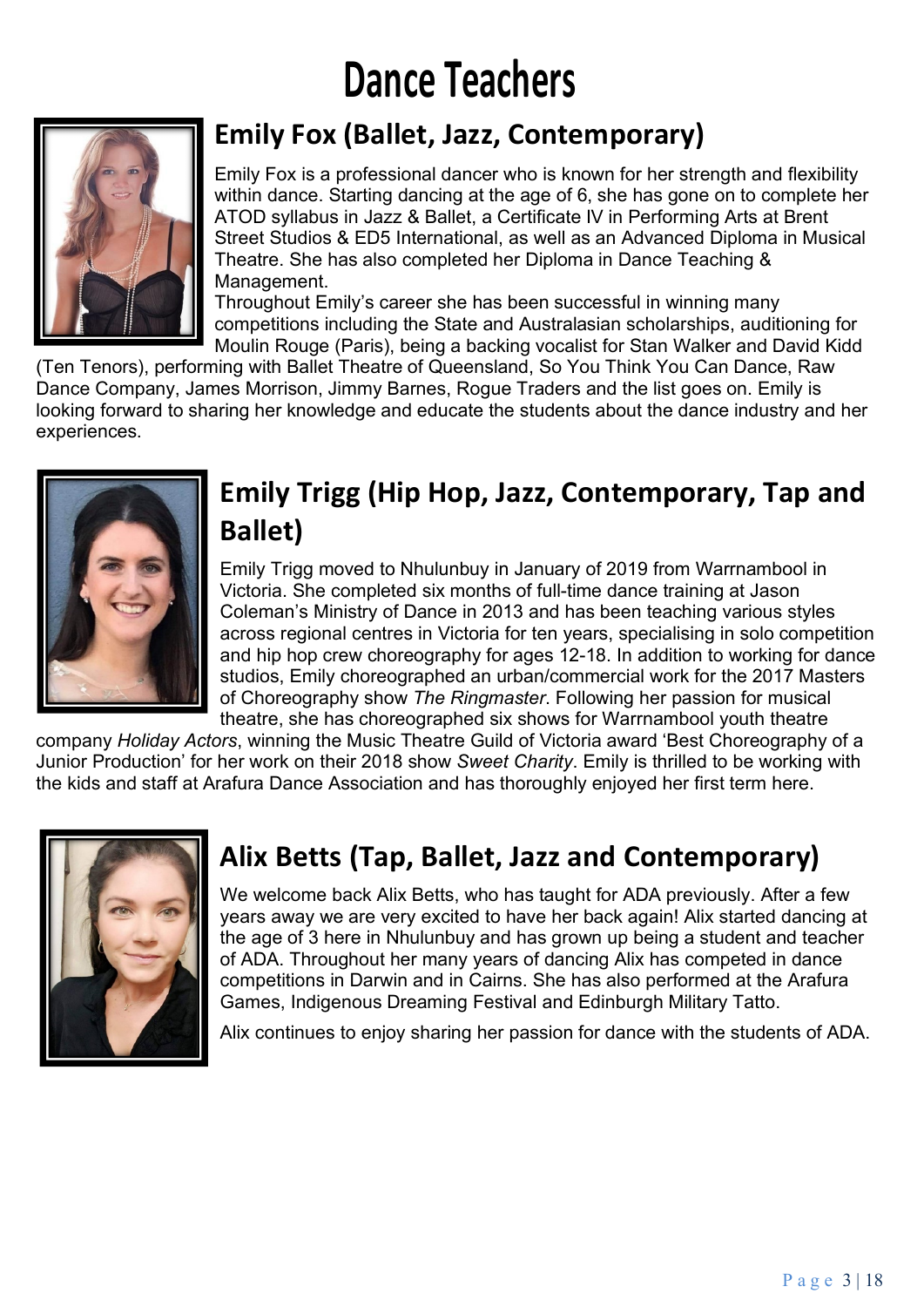# Dance Teachers

## Emily Fox (Ballet, Jazz, Contemporary)

Emily Fox is a professional dancer who is known for her strength and flexibility within dance. Starting dancing at the age of 6, she has gone on to complete her ATOD syllabus in Jazz & Ballet, a Certificate IV in Performing Arts at Brent Street Studios & ED5 International, as well as an Advanced Diploma in Musical Theatre. She has also completed her Diploma in Dance Teaching & Management.

Throughout Emily's career she has been successful in winning many competitions including the State and Australasian scholarships, auditioning for Moulin Rouge (Paris), being a backing vocalist for Stan Walker and David Kidd (Ten Tenors), performing with Ballet Theatre of Queensland, So You Think You Can Dance, Raw Dance Company, James Morrison, Jimmy Barnes, Rogue Traders and the list goes on. Emily is looking forward to sharing her knowledge and educate the students about the dance industry and her experiences.

## Emily Trigg (Hip Hop, Jazz, Contemporary, Tap and Ballet)

Emily Trigg moved to Nhulunbuy in January of 2019 from Warrnambool in Victoria. She completed six months of full-time dance training at Jason Coleman's Ministry of Dance in 2013 and has been teaching various styles across regional centres in Victoria for ten years, specialising in solo competition and hip hop crew choreography for ages 12-18. In addition to working for dance studios, Emily choreographed an urban/commercial work for the 2017 Masters of Choreography show *The Ringmaster*. Following her passion for musical theatre, she has choreographed six shows for Warrnambool youth theatre company *Holiday Actors*, winning the Music Theatre Guild of Victoria award 'Best Choreography of a Junior Production' for her work on their 2018 show *Sweet Charity*. Emily is thrilled to be working with the kids and staff at Arafura Dance Association and has thoroughly enjoyed her first term here.

## Alix Betts (Tap, Ballet, Jazz and Contemporary)

We welcome back Alix Betts, who has taught for ADA previously. After a few years away we are very excited to have her back again! Alix started dancing at the age of 3 here in Nhulunbuy and has grown up being a student and teacher of ADA. Throughout her many years of dancing Alix has competed in dance competitions in Darwin and in Cairns. She has also performed at the Arafura Games, Indigenous Dreaming Festival and Edinburgh Military Tatto.

Alix continues to enjoy sharing her passion for dance with the students of ADA.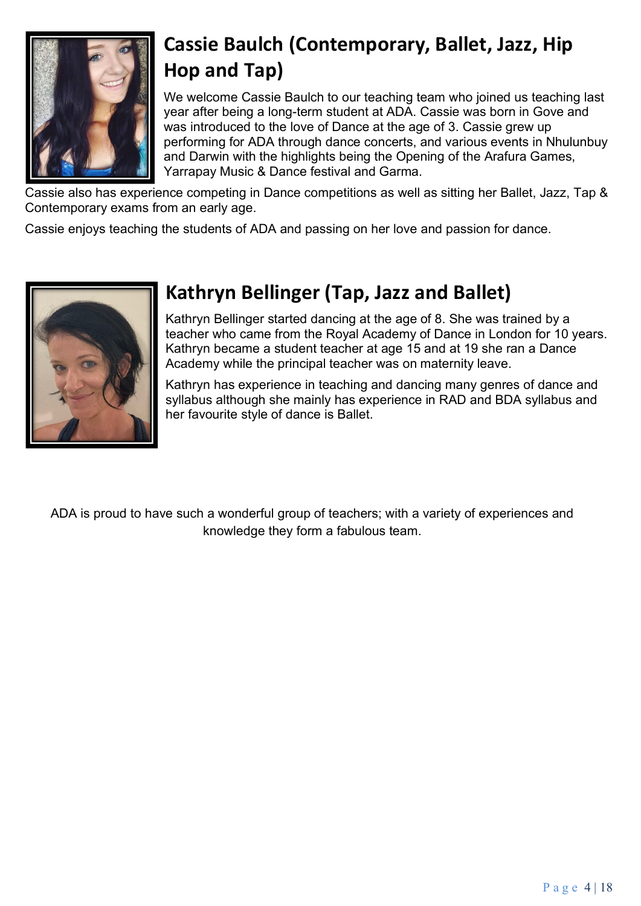## Cassie Baulch (Contemporary, Ballet, Jazz, Hip Hop and Tap)

We welcome Cassie Baulch to our teaching team who joined us teaching last year after being a long-term student at ADA. Cassie was born in Gove and was introduced to the love of Dance at the age of 3. Cassie grew up performing for ADA through dance concerts, and various events in Nhulunbuy and Darwin with the highlights being the Opening of the Arafura Games, Yarrapay Music & Dance festival and Garma.

Cassie also has experience competing in Dance competitions as well as sitting her Ballet, Jazz, Tap & Contemporary exams from an early age.

Cassie enjoys teaching the students of ADA and passing on her love and passion for dance.

## Kathryn Bellinger (Tap, Jazz and Ballet)

Kathryn Bellinger started dancing at the age of 8. She was trained by a teacher who came from the Royal Academy of Dance in London for 10 years. Kathryn became a student teacher at age 15 and at 19 she ran a Dance Academy while the principal teacher was on maternity leave.

Kathryn has experience in teaching and dancing many genres of dance and syllabus although she mainly has experience in RAD and BDA syllabus and her favourite style of dance is Ballet.

ADA is proud to have such a wonderful group of teachers; with a variety of experiences and knowledge they form a fabulous team.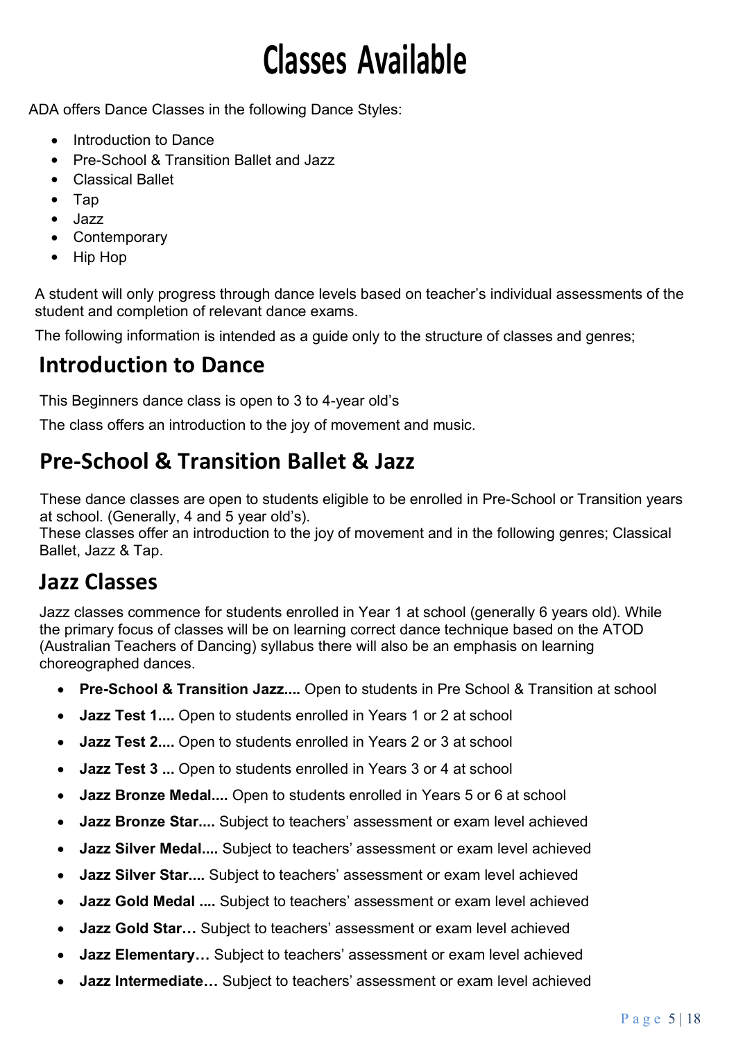# Classes Available

ADA offers Dance Classes in the following Dance Styles:

- Introduction to Dance
- Pre-School & Transition Ballet and Jazz
- Classical Ballet
- Tap
- Jazz
- Contemporary
- Hip Hop

A student will only progress through dance levels based on teacher's individual assessments of the student and completion of relevant dance exams.

The following information is intended as a guide only to the structure of classes and genres;

## Introduction to Dance

This Beginners dance class is open to 3 to 4-year old's

The class offers an introduction to the joy of movement and music.

## Pre-School & Transition Ballet & Jazz

These dance classes are open to students eligible to be enrolled in Pre-School or Transition years at school. (Generally, 4 and 5 year old's).
These classes offer an introduction to the joy of movement and in the following genres; Classical Ballet, Jazz & Tap.

## Jazz Classes

Jazz classes commence for students enrolled in Year 1 at school (generally 6 years old). While the primary focus of classes will be on learning correct dance technique based on the ATOD (Australian Teachers of Dancing) syllabus there will also be an emphasis on learning choreographed dances.

- **Pre-School & Transition Jazz....** Open to students in Pre School & Transition at school
- **Jazz Test 1....** Open to students enrolled in Years 1 or 2 at school
- **Jazz Test 2....** Open to students enrolled in Years 2 or 3 at school
- **Jazz Test 3 ...** Open to students enrolled in Years 3 or 4 at school
- **Jazz Bronze Medal....** Open to students enrolled in Years 5 or 6 at school
- **Jazz Bronze Star....** Subject to teachers' assessment or exam level achieved
- **Jazz Silver Medal....** Subject to teachers' assessment or exam level achieved
- **Jazz Silver Star....** Subject to teachers' assessment or exam level achieved
- **Jazz Gold Medal ....** Subject to teachers' assessment or exam level achieved
- **Jazz Gold Star…** Subject to teachers' assessment or exam level achieved
- **Jazz Elementary…** Subject to teachers' assessment or exam level achieved
- **Jazz Intermediate…** Subject to teachers' assessment or exam level achieved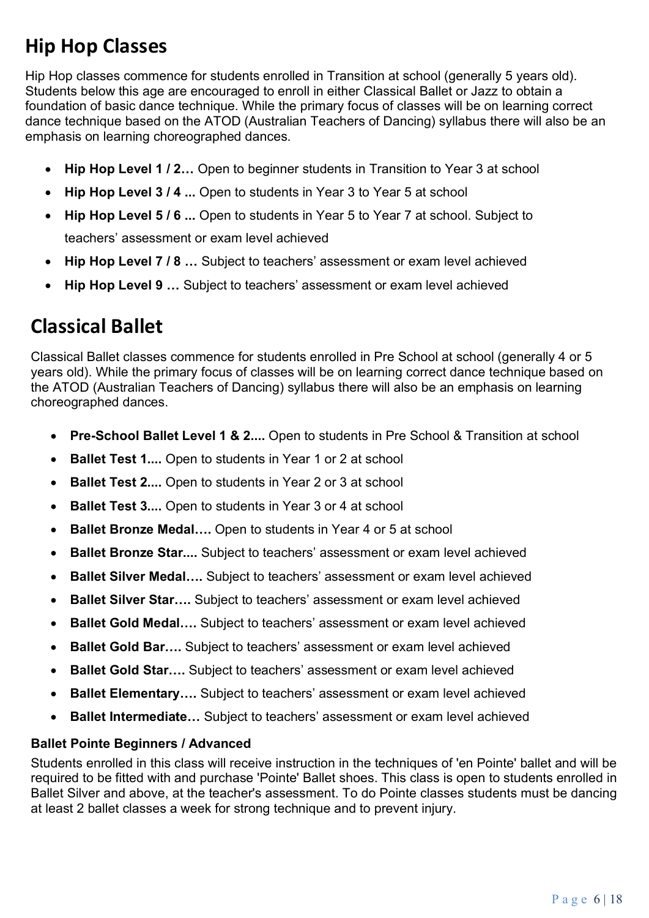## Hip Hop Classes

Hip Hop classes commence for students enrolled in Transition at school (generally 5 years old). Students below this age are encouraged to enroll in either Classical Ballet or Jazz to obtain a foundation of basic dance technique. While the primary focus of classes will be on learning correct dance technique based on the ATOD (Australian Teachers of Dancing) syllabus there will also be an emphasis on learning choreographed dances.

- **Hip Hop Level 1 / 2…** Open to beginner students in Transition to Year 3 at school
- **Hip Hop Level 3 / 4 ...** Open to students in Year 3 to Year 5 at school
- **Hip Hop Level 5 / 6 ...** Open to students in Year 5 to Year 7 at school. Subject to teachers' assessment or exam level achieved
- **Hip Hop Level 7 / 8 …** Subject to teachers' assessment or exam level achieved
- **Hip Hop Level 9 …** Subject to teachers' assessment or exam level achieved

## Classical Ballet

Classical Ballet classes commence for students enrolled in Pre School at school (generally 4 or 5 years old). While the primary focus of classes will be on learning correct dance technique based on the ATOD (Australian Teachers of Dancing) syllabus there will also be an emphasis on learning choreographed dances.

- **Pre-School Ballet Level 1 & 2....** Open to students in Pre School & Transition at school
- **Ballet Test 1....** Open to students in Year 1 or 2 at school
- **Ballet Test 2....** Open to students in Year 2 or 3 at school
- **Ballet Test 3....** Open to students in Year 3 or 4 at school
- **Ballet Bronze Medal….** Open to students in Year 4 or 5 at school
- **Ballet Bronze Star....** Subject to teachers' assessment or exam level achieved
- **Ballet Silver Medal….** Subject to teachers' assessment or exam level achieved
- **Ballet Silver Star….** Subject to teachers' assessment or exam level achieved
- **Ballet Gold Medal….** Subject to teachers' assessment or exam level achieved
- **Ballet Gold Bar….** Subject to teachers' assessment or exam level achieved
- **Ballet Gold Star….** Subject to teachers' assessment or exam level achieved
- **Ballet Elementary….** Subject to teachers' assessment or exam level achieved
- **Ballet Intermediate…** Subject to teachers' assessment or exam level achieved

### Ballet Pointe Beginners / Advanced

Students enrolled in this class will receive instruction in the techniques of 'en Pointe' ballet and will be required to be fitted with and purchase 'Pointe' Ballet shoes. This class is open to students enrolled in Ballet Silver and above, at the teacher's assessment. To do Pointe classes students must be dancing at least 2 ballet classes a week for strong technique and to prevent injury.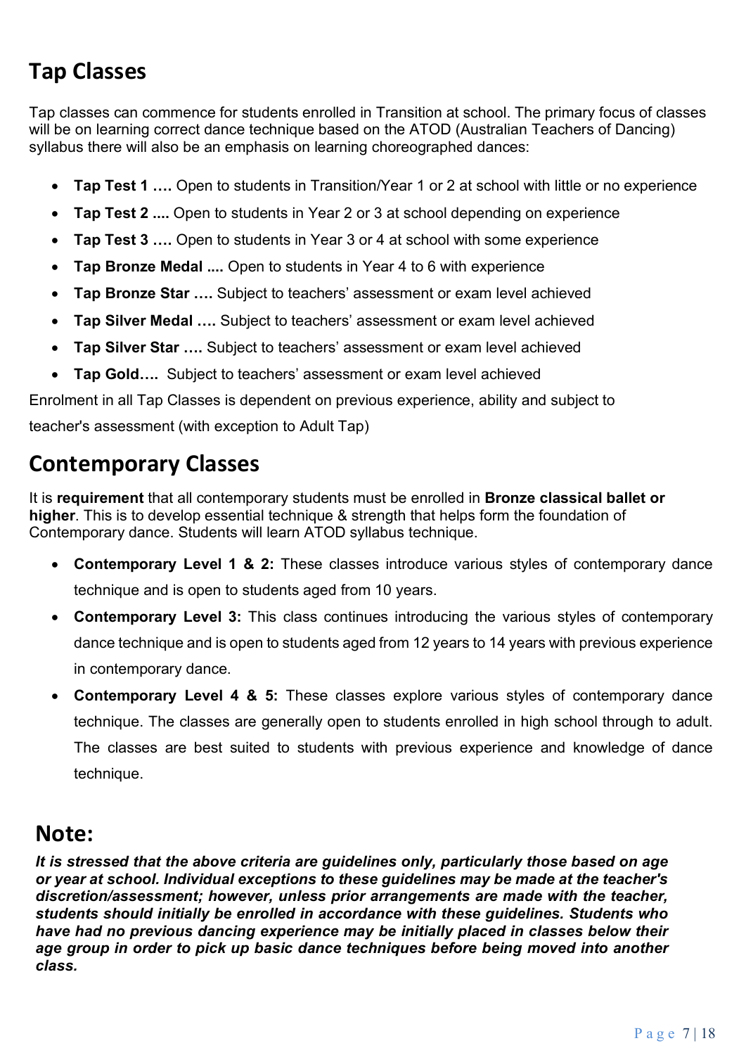## Tap Classes

Tap classes can commence for students enrolled in Transition at school. The primary focus of classes will be on learning correct dance technique based on the ATOD (Australian Teachers of Dancing) syllabus there will also be an emphasis on learning choreographed dances:

- **Tap Test 1 ….** Open to students in Transition/Year 1 or 2 at school with little or no experience
- **Tap Test 2 ....** Open to students in Year 2 or 3 at school depending on experience
- **Tap Test 3 ….** Open to students in Year 3 or 4 at school with some experience
- **Tap Bronze Medal ....** Open to students in Year 4 to 6 with experience
- **Tap Bronze Star ….** Subject to teachers' assessment or exam level achieved
- **Tap Silver Medal ….** Subject to teachers' assessment or exam level achieved
- **Tap Silver Star ….** Subject to teachers' assessment or exam level achieved
- **Tap Gold….** Subject to teachers' assessment or exam level achieved

Enrolment in all Tap Classes is dependent on previous experience, ability and subject to teacher's assessment (with exception to Adult Tap)

## Contemporary Classes

It is **requirement** that all contemporary students must be enrolled in **Bronze classical ballet or higher**. This is to develop essential technique & strength that helps form the foundation of Contemporary dance. Students will learn ATOD syllabus technique.

- **Contemporary Level 1 & 2:** These classes introduce various styles of contemporary dance technique and is open to students aged from 10 years.
- **Contemporary Level 3:** This class continues introducing the various styles of contemporary dance technique and is open to students aged from 12 years to 14 years with previous experience in contemporary dance.
- **Contemporary Level 4 & 5:** These classes explore various styles of contemporary dance technique. The classes are generally open to students enrolled in high school through to adult. The classes are best suited to students with previous experience and knowledge of dance technique.

## Note:

***It is stressed that the above criteria are guidelines only, particularly those based on age or year at school. Individual exceptions to these guidelines may be made at the teacher's discretion/assessment; however, unless prior arrangements are made with the teacher, students should initially be enrolled in accordance with these guidelines. Students who have had no previous dancing experience may be initially placed in classes below their age group in order to pick up basic dance techniques before being moved into another class.***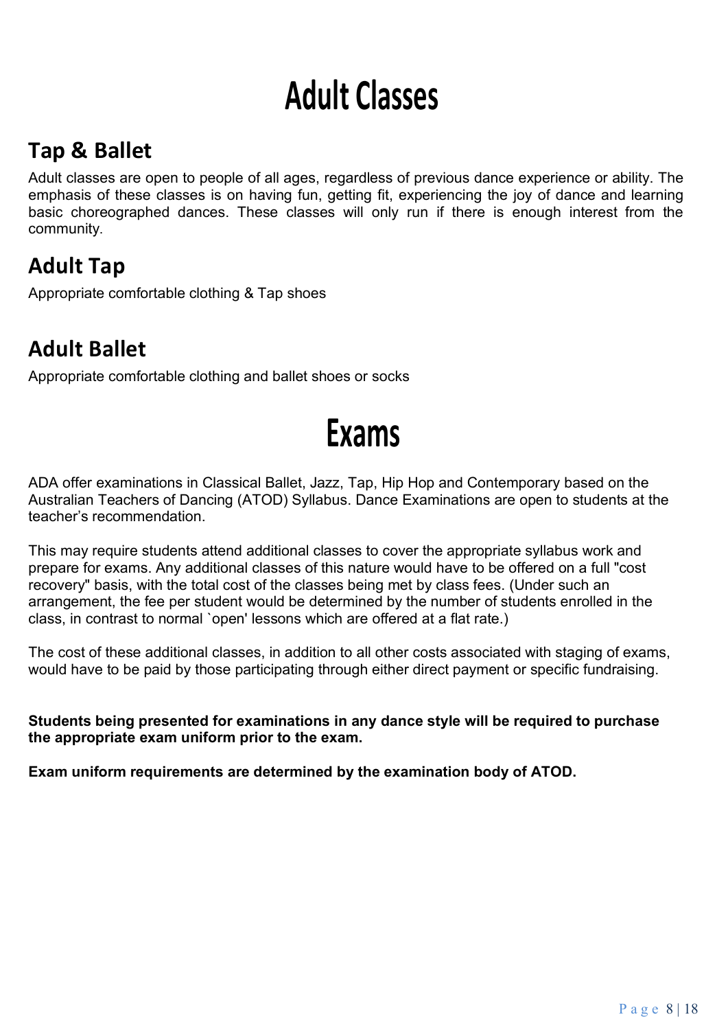# Adult Classes

## Tap & Ballet

Adult classes are open to people of all ages, regardless of previous dance experience or ability. The emphasis of these classes is on having fun, getting fit, experiencing the joy of dance and learning basic choreographed dances. These classes will only run if there is enough interest from the community.

## Adult Tap

Appropriate comfortable clothing & Tap shoes

## Adult Ballet

Appropriate comfortable clothing and ballet shoes or socks

# Exams

ADA offer examinations in Classical Ballet, Jazz, Tap, Hip Hop and Contemporary based on the Australian Teachers of Dancing (ATOD) Syllabus. Dance Examinations are open to students at the teacher's recommendation.

This may require students attend additional classes to cover the appropriate syllabus work and prepare for exams. Any additional classes of this nature would have to be offered on a full "cost recovery" basis, with the total cost of the classes being met by class fees. (Under such an arrangement, the fee per student would be determined by the number of students enrolled in the class, in contrast to normal `open' lessons which are offered at a flat rate.)

The cost of these additional classes, in addition to all other costs associated with staging of exams, would have to be paid by those participating through either direct payment or specific fundraising.

**Students being presented for examinations in any dance style will be required to purchase the appropriate exam uniform prior to the exam.**

**Exam uniform requirements are determined by the examination body of ATOD.**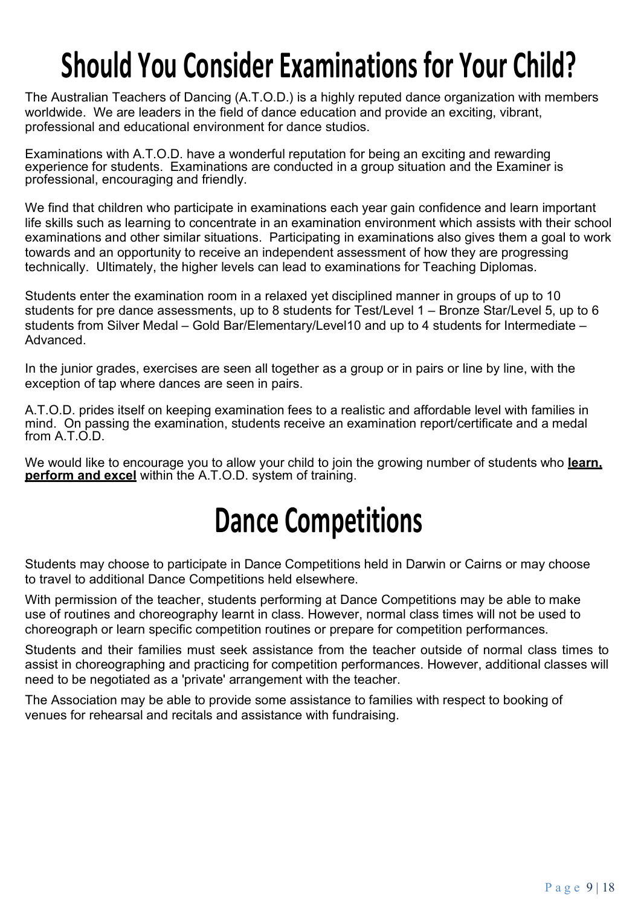# Should You Consider Examinations for Your Child?

The Australian Teachers of Dancing (A.T.O.D.) is a highly reputed dance organization with members worldwide. We are leaders in the field of dance education and provide an exciting, vibrant, professional and educational environment for dance studios.

Examinations with A.T.O.D. have a wonderful reputation for being an exciting and rewarding experience for students. Examinations are conducted in a group situation and the Examiner is professional, encouraging and friendly.

We find that children who participate in examinations each year gain confidence and learn important life skills such as learning to concentrate in an examination environment which assists with their school examinations and other similar situations. Participating in examinations also gives them a goal to work towards and an opportunity to receive an independent assessment of how they are progressing technically. Ultimately, the higher levels can lead to examinations for Teaching Diplomas.

Students enter the examination room in a relaxed yet disciplined manner in groups of up to 10 students for pre dance assessments, up to 8 students for Test/Level 1 – Bronze Star/Level 5, up to 6 students from Silver Medal – Gold Bar/Elementary/Level10 and up to 4 students for Intermediate – Advanced.

In the junior grades, exercises are seen all together as a group or in pairs or line by line, with the exception of tap where dances are seen in pairs.

A.T.O.D. prides itself on keeping examination fees to a realistic and affordable level with families in mind. On passing the examination, students receive an examination report/certificate and a medal from A.T.O.D.

We would like to encourage you to allow your child to join the growing number of students who **learn, perform and excel** within the A.T.O.D. system of training.

# Dance Competitions

Students may choose to participate in Dance Competitions held in Darwin or Cairns or may choose to travel to additional Dance Competitions held elsewhere.

With permission of the teacher, students performing at Dance Competitions may be able to make use of routines and choreography learnt in class. However, normal class times will not be used to choreograph or learn specific competition routines or prepare for competition performances.

Students and their families must seek assistance from the teacher outside of normal class times to assist in choreographing and practicing for competition performances. However, additional classes will need to be negotiated as a 'private' arrangement with the teacher.

The Association may be able to provide some assistance to families with respect to booking of venues for rehearsal and recitals and assistance with fundraising.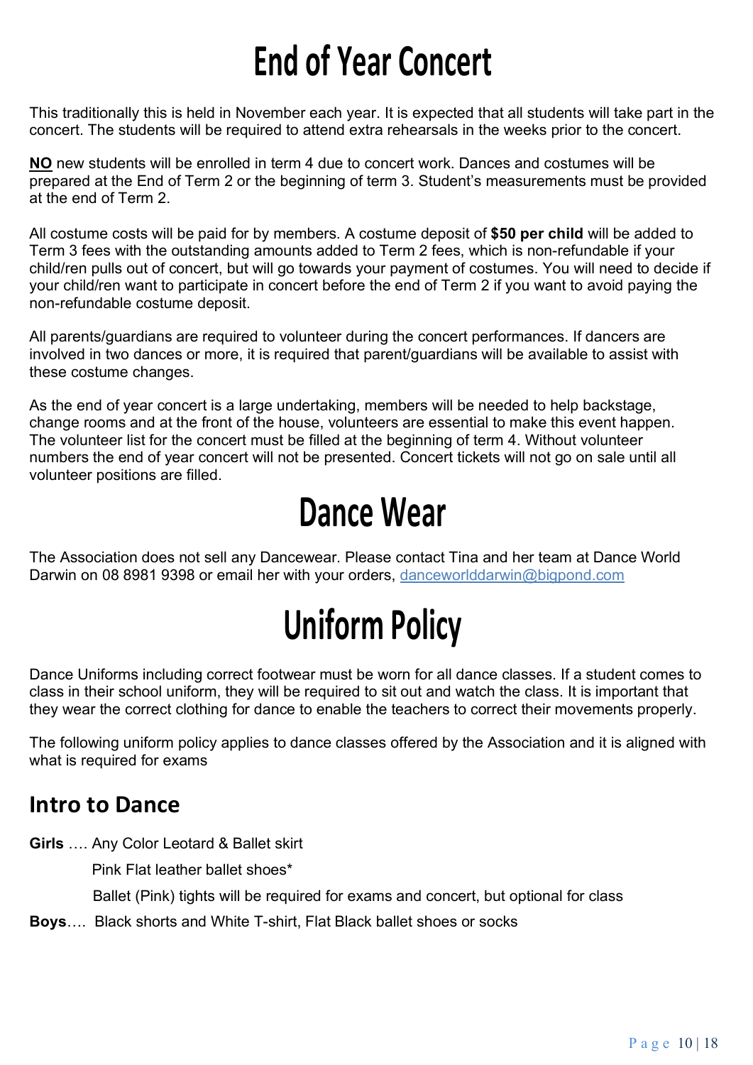# End of Year Concert

This traditionally this is held in November each year. It is expected that all students will take part in the concert. The students will be required to attend extra rehearsals in the weeks prior to the concert.

**NO** new students will be enrolled in term 4 due to concert work. Dances and costumes will be prepared at the End of Term 2 or the beginning of term 3. Student's measurements must be provided at the end of Term 2.

All costume costs will be paid for by members. A costume deposit of **$50 per child** will be added to Term 3 fees with the outstanding amounts added to Term 2 fees, which is non-refundable if your child/ren pulls out of concert, but will go towards your payment of costumes. You will need to decide if your child/ren want to participate in concert before the end of Term 2 if you want to avoid paying the non-refundable costume deposit.

All parents/guardians are required to volunteer during the concert performances. If dancers are involved in two dances or more, it is required that parent/guardians will be available to assist with these costume changes.

As the end of year concert is a large undertaking, members will be needed to help backstage, change rooms and at the front of the house, volunteers are essential to make this event happen. The volunteer list for the concert must be filled at the beginning of term 4. Without volunteer numbers the end of year concert will not be presented. Concert tickets will not go on sale until all volunteer positions are filled.

# Dance Wear

The Association does not sell any Dancewear. Please contact Tina and her team at Dance World Darwin on 08 8981 9398 or email her with your orders, danceworlddarwin@bigpond.com

# Uniform Policy

Dance Uniforms including correct footwear must be worn for all dance classes. If a student comes to class in their school uniform, they will be required to sit out and watch the class. It is important that they wear the correct clothing for dance to enable the teachers to correct their movements properly.

The following uniform policy applies to dance classes offered by the Association and it is aligned with what is required for exams

## Intro to Dance

**Girls** …. Any Color Leotard & Ballet skirt

Pink Flat leather ballet shoes*

Ballet (Pink) tights will be required for exams and concert, but optional for class

**Boys**…. Black shorts and White T-shirt, Flat Black ballet shoes or socks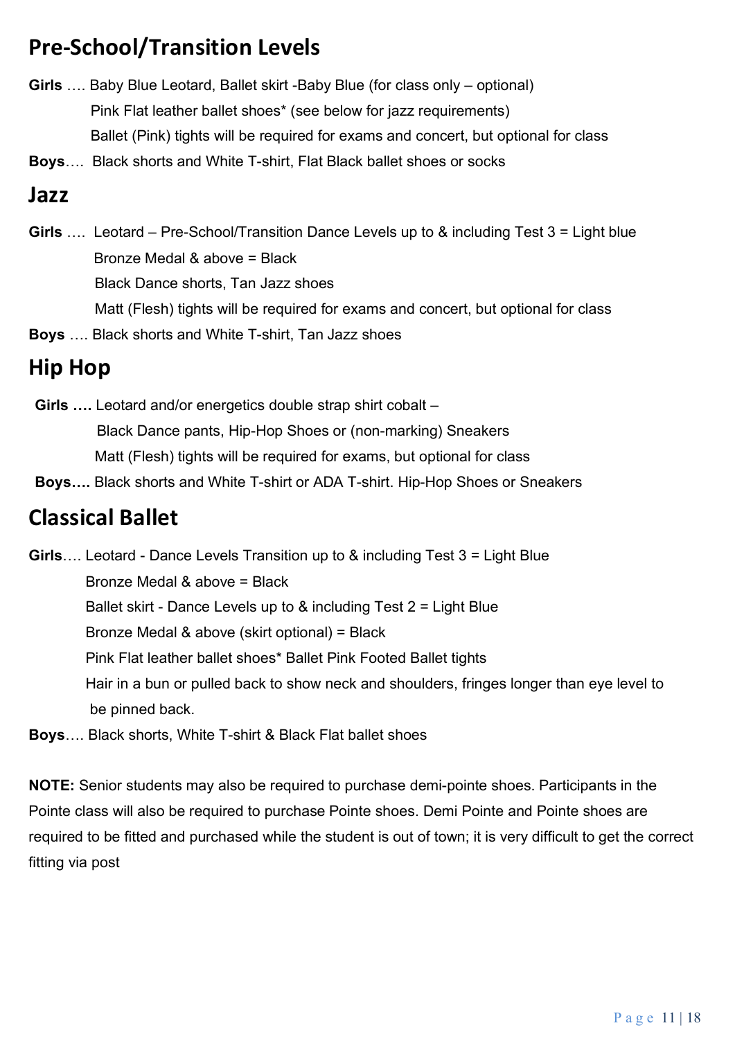## Pre-School/Transition Levels

**Girls** …. Baby Blue Leotard, Ballet skirt -Baby Blue (for class only – optional)
Pink Flat leather ballet shoes* (see below for jazz requirements)
Ballet (Pink) tights will be required for exams and concert, but optional for class

**Boys**…. Black shorts and White T-shirt, Flat Black ballet shoes or socks

## Jazz

**Girls** …. Leotard – Pre-School/Transition Dance Levels up to & including Test 3 = Light blue
Bronze Medal & above = Black
Black Dance shorts, Tan Jazz shoes
Matt (Flesh) tights will be required for exams and concert, but optional for class

**Boys** …. Black shorts and White T-shirt, Tan Jazz shoes

## Hip Hop

**Girls ….** Leotard and/or energetics double strap shirt cobalt –
Black Dance pants, Hip-Hop Shoes or (non-marking) Sneakers
Matt (Flesh) tights will be required for exams, but optional for class

**Boys….** Black shorts and White T-shirt or ADA T-shirt. Hip-Hop Shoes or Sneakers

## Classical Ballet

**Girls**…. Leotard - Dance Levels Transition up to & including Test 3 = Light Blue
Bronze Medal & above = Black
Ballet skirt - Dance Levels up to & including Test 2 = Light Blue
Bronze Medal & above (skirt optional) = Black
Pink Flat leather ballet shoes* Ballet Pink Footed Ballet tights
Hair in a bun or pulled back to show neck and shoulders, fringes longer than eye level to be pinned back.

**Boys**…. Black shorts, White T-shirt & Black Flat ballet shoes

**NOTE:** Senior students may also be required to purchase demi-pointe shoes. Participants in the Pointe class will also be required to purchase Pointe shoes. Demi Pointe and Pointe shoes are required to be fitted and purchased while the student is out of town; it is very difficult to get the correct fitting via post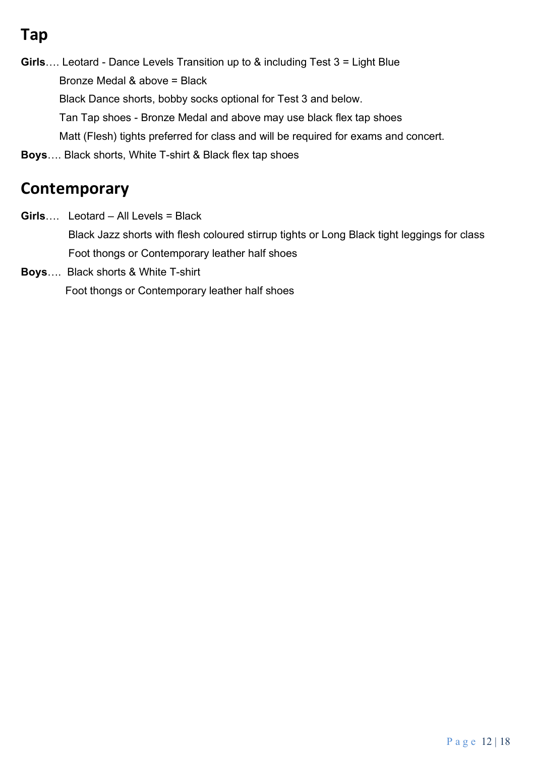## Tap

**Girls**…. Leotard - Dance Levels Transition up to & including Test 3 = Light Blue

Bronze Medal & above = Black

Black Dance shorts, bobby socks optional for Test 3 and below.

Tan Tap shoes - Bronze Medal and above may use black flex tap shoes

Matt (Flesh) tights preferred for class and will be required for exams and concert.

**Boys**…. Black shorts, White T-shirt & Black flex tap shoes

## Contemporary

**Girls**…. Leotard – All Levels = Black

Black Jazz shorts with flesh coloured stirrup tights or Long Black tight leggings for class

Foot thongs or Contemporary leather half shoes

**Boys**…. Black shorts & White T-shirt

Foot thongs or Contemporary leather half shoes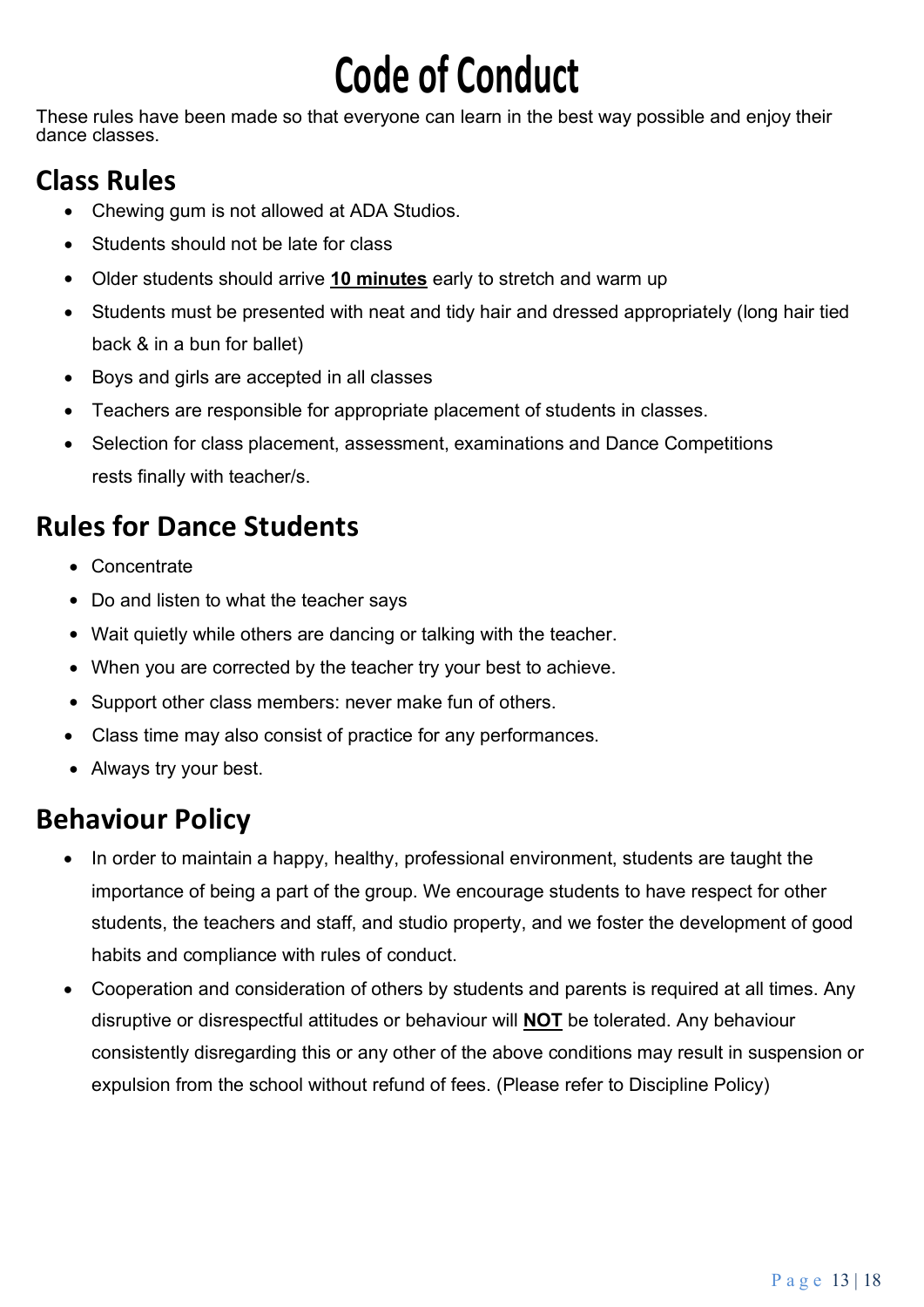# Code of Conduct

These rules have been made so that everyone can learn in the best way possible and enjoy their dance classes.

## Class Rules

- Chewing gum is not allowed at ADA Studios.
- Students should not be late for class
- Older students should arrive **10 minutes** early to stretch and warm up
- Students must be presented with neat and tidy hair and dressed appropriately (long hair tied back & in a bun for ballet)
- Boys and girls are accepted in all classes
- Teachers are responsible for appropriate placement of students in classes.
- Selection for class placement, assessment, examinations and Dance Competitions rests finally with teacher/s.

## Rules for Dance Students

- Concentrate
- Do and listen to what the teacher says
- Wait quietly while others are dancing or talking with the teacher.
- When you are corrected by the teacher try your best to achieve.
- Support other class members: never make fun of others.
- Class time may also consist of practice for any performances.
- Always try your best.

## Behaviour Policy

- In order to maintain a happy, healthy, professional environment, students are taught the importance of being a part of the group. We encourage students to have respect for other students, the teachers and staff, and studio property, and we foster the development of good habits and compliance with rules of conduct.
- Cooperation and consideration of others by students and parents is required at all times. Any disruptive or disrespectful attitudes or behaviour will **NOT** be tolerated. Any behaviour consistently disregarding this or any other of the above conditions may result in suspension or expulsion from the school without refund of fees. (Please refer to Discipline Policy)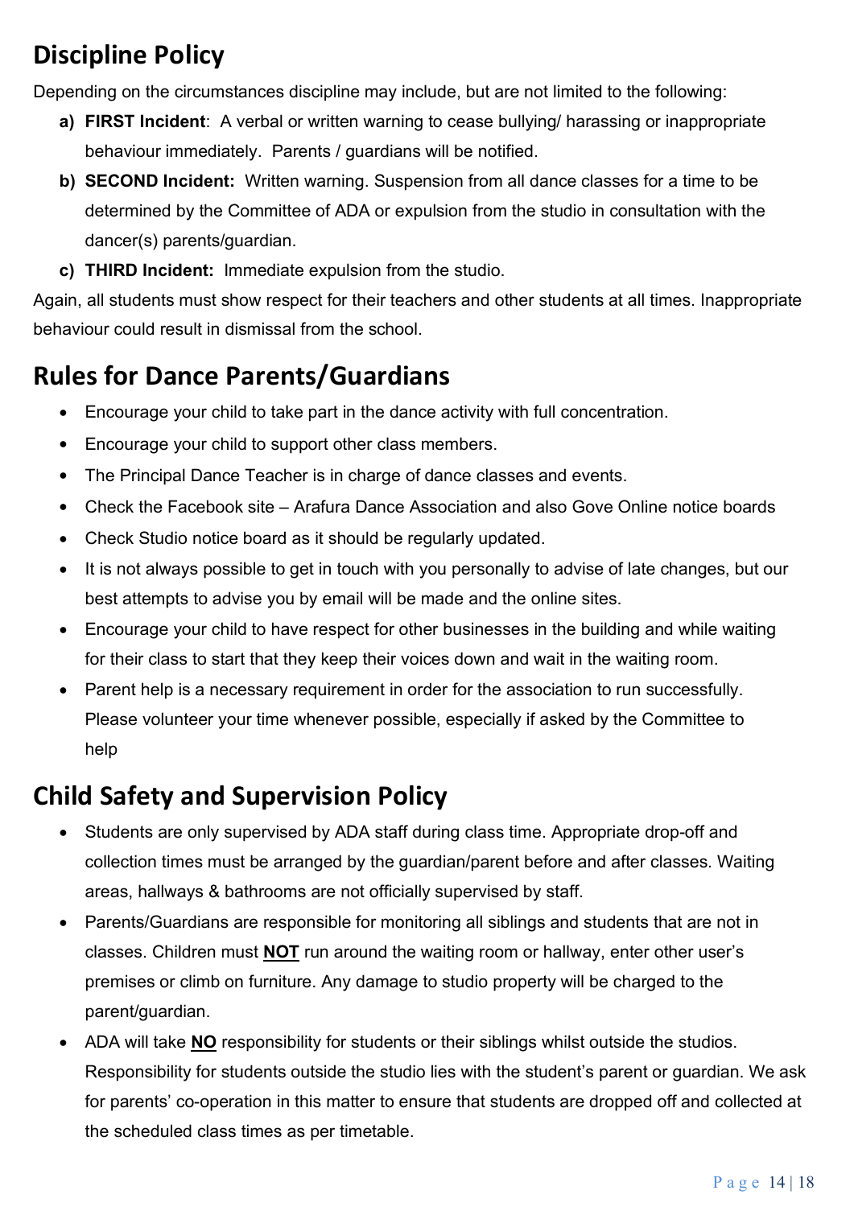## Discipline Policy

Depending on the circumstances discipline may include, but are not limited to the following:

a) **FIRST Incident**: A verbal or written warning to cease bullying/ harassing or inappropriate behaviour immediately. Parents / guardians will be notified.
b) **SECOND Incident:** Written warning. Suspension from all dance classes for a time to be determined by the Committee of ADA or expulsion from the studio in consultation with the dancer(s) parents/guardian.
c) **THIRD Incident:** Immediate expulsion from the studio.

Again, all students must show respect for their teachers and other students at all times. Inappropriate behaviour could result in dismissal from the school.

## Rules for Dance Parents/Guardians

- Encourage your child to take part in the dance activity with full concentration.
- Encourage your child to support other class members.
- The Principal Dance Teacher is in charge of dance classes and events.
- Check the Facebook site – Arafura Dance Association and also Gove Online notice boards
- Check Studio notice board as it should be regularly updated.
- It is not always possible to get in touch with you personally to advise of late changes, but our best attempts to advise you by email will be made and the online sites.
- Encourage your child to have respect for other businesses in the building and while waiting for their class to start that they keep their voices down and wait in the waiting room.
- Parent help is a necessary requirement in order for the association to run successfully. Please volunteer your time whenever possible, especially if asked by the Committee to help

## Child Safety and Supervision Policy

- Students are only supervised by ADA staff during class time. Appropriate drop-off and collection times must be arranged by the guardian/parent before and after classes. Waiting areas, hallways & bathrooms are not officially supervised by staff.
- Parents/Guardians are responsible for monitoring all siblings and students that are not in classes. Children must **NOT** run around the waiting room or hallway, enter other user's premises or climb on furniture. Any damage to studio property will be charged to the parent/guardian.
- ADA will take **NO** responsibility for students or their siblings whilst outside the studios. Responsibility for students outside the studio lies with the student's parent or guardian. We ask for parents' co-operation in this matter to ensure that students are dropped off and collected at the scheduled class times as per timetable.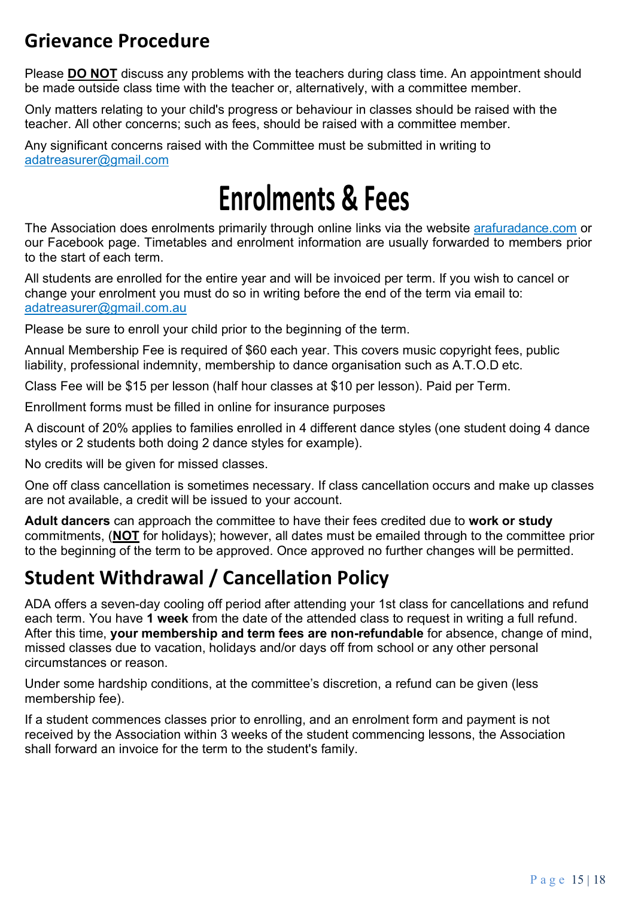## Grievance Procedure

Please **DO NOT** discuss any problems with the teachers during class time. An appointment should be made outside class time with the teacher or, alternatively, with a committee member.

Only matters relating to your child's progress or behaviour in classes should be raised with the teacher. All other concerns; such as fees, should be raised with a committee member.

Any significant concerns raised with the Committee must be submitted in writing to adatreasurer@gmail.com

# Enrolments & Fees

The Association does enrolments primarily through online links via the website arafuradance.com or our Facebook page. Timetables and enrolment information are usually forwarded to members prior to the start of each term.

All students are enrolled for the entire year and will be invoiced per term. If you wish to cancel or change your enrolment you must do so in writing before the end of the term via email to: adatreasurer@gmail.com.au

Please be sure to enroll your child prior to the beginning of the term.

Annual Membership Fee is required of $60 each year. This covers music copyright fees, public liability, professional indemnity, membership to dance organisation such as A.T.O.D etc.

Class Fee will be $15 per lesson (half hour classes at $10 per lesson). Paid per Term.

Enrollment forms must be filled in online for insurance purposes

A discount of 20% applies to families enrolled in 4 different dance styles (one student doing 4 dance styles or 2 students both doing 2 dance styles for example).

No credits will be given for missed classes.

One off class cancellation is sometimes necessary. If class cancellation occurs and make up classes are not available, a credit will be issued to your account.

**Adult dancers** can approach the committee to have their fees credited due to **work or study** commitments, (**NOT** for holidays); however, all dates must be emailed through to the committee prior to the beginning of the term to be approved. Once approved no further changes will be permitted.

## Student Withdrawal / Cancellation Policy

ADA offers a seven-day cooling off period after attending your 1st class for cancellations and refund each term. You have **1 week** from the date of the attended class to request in writing a full refund. After this time, **your membership and term fees are non-refundable** for absence, change of mind, missed classes due to vacation, holidays and/or days off from school or any other personal circumstances or reason.

Under some hardship conditions, at the committee's discretion, a refund can be given (less membership fee).

If a student commences classes prior to enrolling, and an enrolment form and payment is not received by the Association within 3 weeks of the student commencing lessons, the Association shall forward an invoice for the term to the student's family.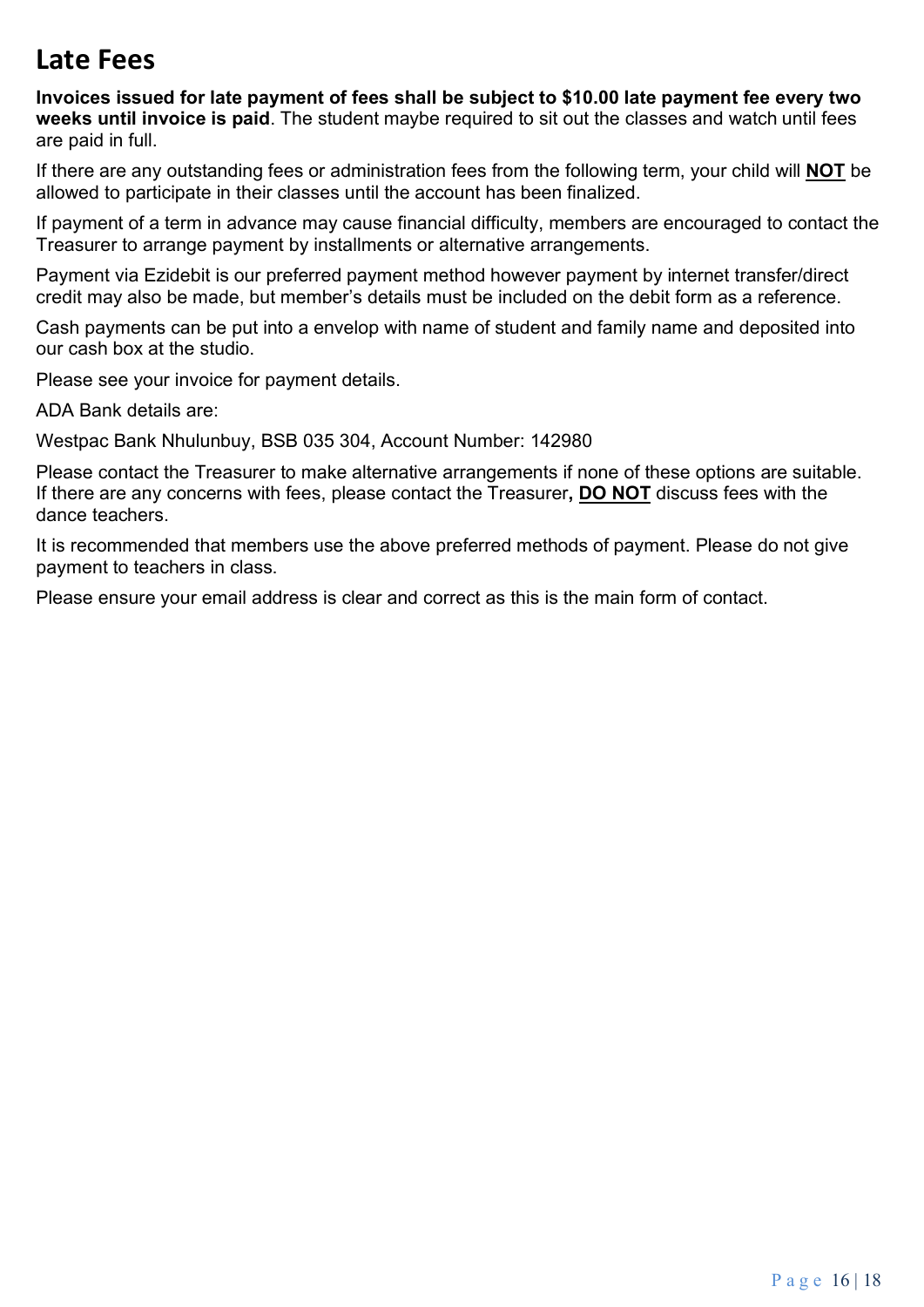# Late Fees

**Invoices issued for late payment of fees shall be subject to $10.00 late payment fee every two weeks until invoice is paid**. The student maybe required to sit out the classes and watch until fees are paid in full.

If there are any outstanding fees or administration fees from the following term, your child will **NOT** be allowed to participate in their classes until the account has been finalized.

If payment of a term in advance may cause financial difficulty, members are encouraged to contact the Treasurer to arrange payment by installments or alternative arrangements.

Payment via Ezidebit is our preferred payment method however payment by internet transfer/direct credit may also be made, but member's details must be included on the debit form as a reference.

Cash payments can be put into a envelop with name of student and family name and deposited into our cash box at the studio.

Please see your invoice for payment details.

ADA Bank details are:

Westpac Bank Nhulunbuy, BSB 035 304, Account Number: 142980

Please contact the Treasurer to make alternative arrangements if none of these options are suitable. If there are any concerns with fees, please contact the Treasurer**, DO NOT** discuss fees with the dance teachers.

It is recommended that members use the above preferred methods of payment. Please do not give payment to teachers in class.

Please ensure your email address is clear and correct as this is the main form of contact.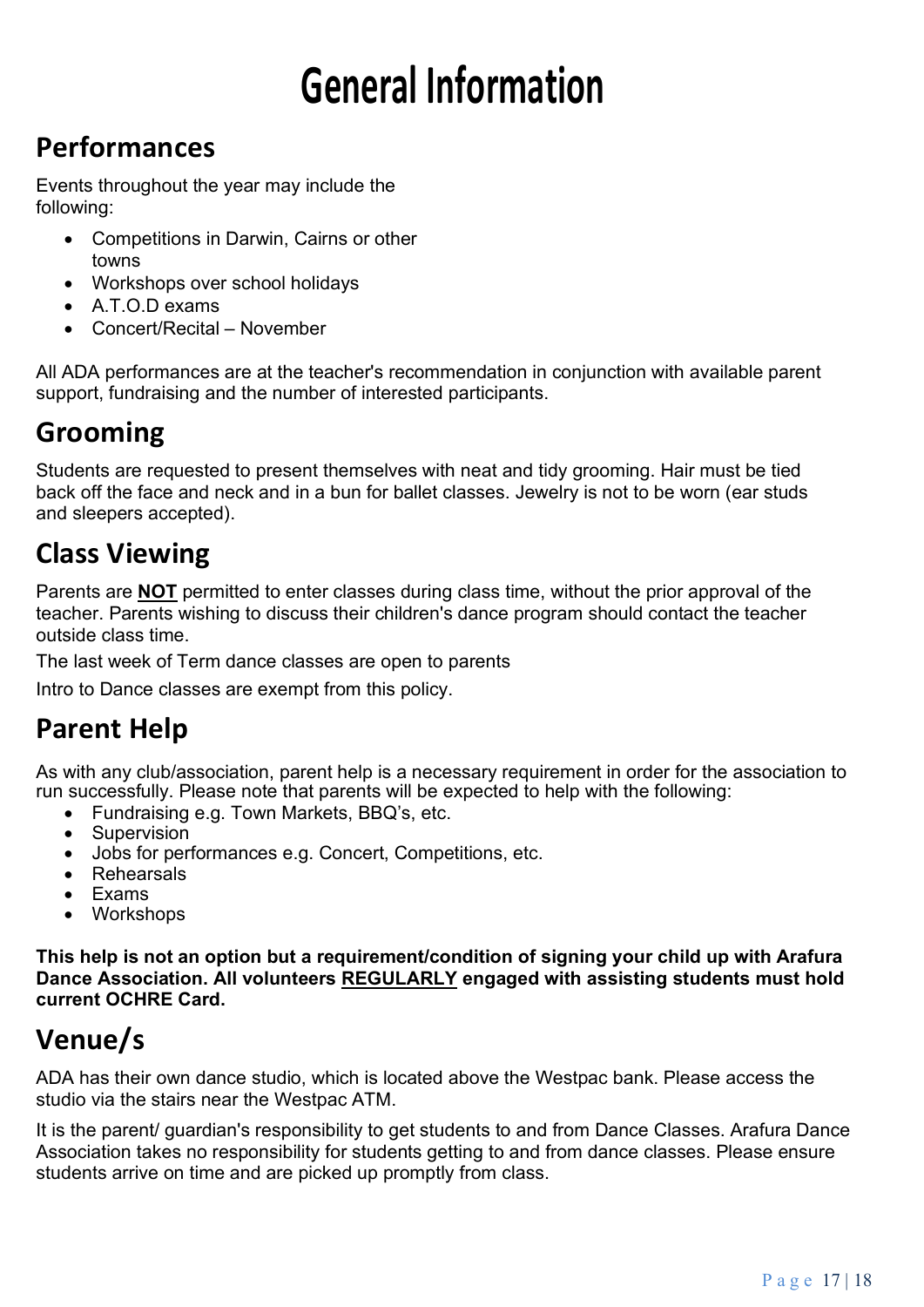# General Information

## Performances

Events throughout the year may include the following:

- Competitions in Darwin, Cairns or other towns
- Workshops over school holidays
- A.T.O.D exams
- Concert/Recital – November

All ADA performances are at the teacher's recommendation in conjunction with available parent support, fundraising and the number of interested participants.

## Grooming

Students are requested to present themselves with neat and tidy grooming. Hair must be tied back off the face and neck and in a bun for ballet classes. Jewelry is not to be worn (ear studs and sleepers accepted).

## Class Viewing

Parents are <u>**NOT**</u> permitted to enter classes during class time, without the prior approval of the teacher. Parents wishing to discuss their children's dance program should contact the teacher outside class time.

The last week of Term dance classes are open to parents

Intro to Dance classes are exempt from this policy.

## Parent Help

As with any club/association, parent help is a necessary requirement in order for the association to run successfully. Please note that parents will be expected to help with the following:

- Fundraising e.g. Town Markets, BBQ's, etc.
- Supervision
- Jobs for performances e.g. Concert, Competitions, etc.
- Rehearsals
- Exams
- Workshops

**This help is not an option but a requirement/condition of signing your child up with Arafura Dance Association. All volunteers <u>REGULARLY</u> engaged with assisting students must hold current OCHRE Card.**

## Venue/s

ADA has their own dance studio, which is located above the Westpac bank. Please access the studio via the stairs near the Westpac ATM.

It is the parent/ guardian's responsibility to get students to and from Dance Classes. Arafura Dance Association takes no responsibility for students getting to and from dance classes. Please ensure students arrive on time and are picked up promptly from class.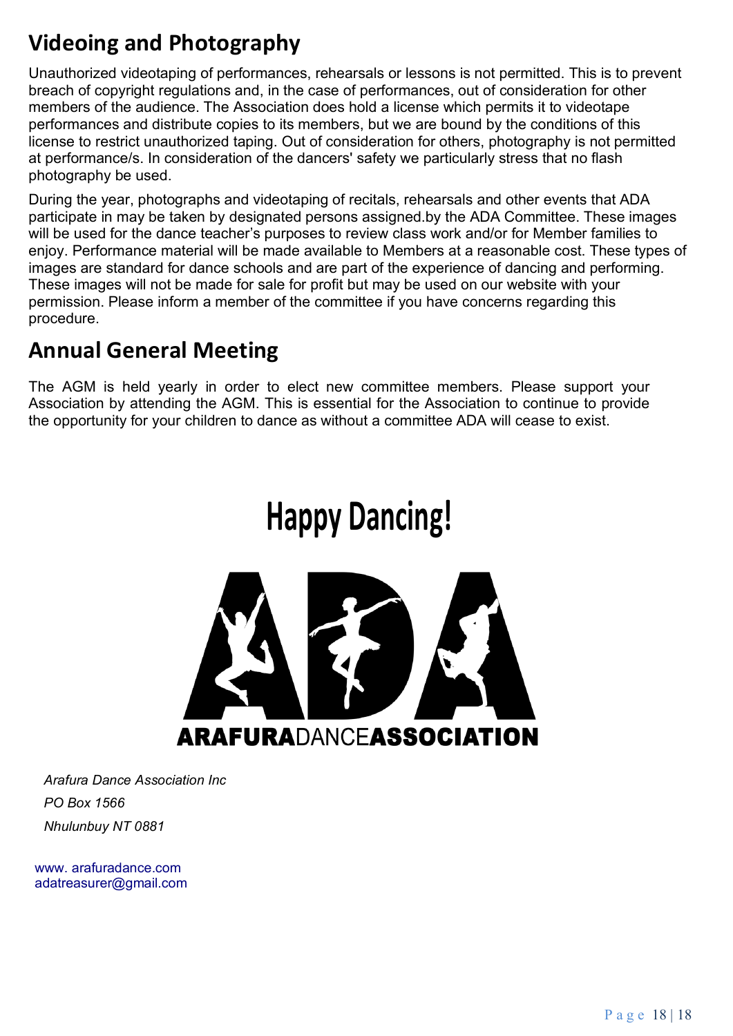## Videoing and Photography

Unauthorized videotaping of performances, rehearsals or lessons is not permitted. This is to prevent breach of copyright regulations and, in the case of performances, out of consideration for other members of the audience. The Association does hold a license which permits it to videotape performances and distribute copies to its members, but we are bound by the conditions of this license to restrict unauthorized taping. Out of consideration for others, photography is not permitted at performance/s. In consideration of the dancers' safety we particularly stress that no flash photography be used.

During the year, photographs and videotaping of recitals, rehearsals and other events that ADA participate in may be taken by designated persons assigned.by the ADA Committee. These images will be used for the dance teacher's purposes to review class work and/or for Member families to enjoy. Performance material will be made available to Members at a reasonable cost. These types of images are standard for dance schools and are part of the experience of dancing and performing. These images will not be made for sale for profit but may be used on our website with your permission. Please inform a member of the committee if you have concerns regarding this procedure.

## Annual General Meeting

The AGM is held yearly in order to elect new committee members. Please support your Association by attending the AGM. This is essential for the Association to continue to provide the opportunity for your children to dance as without a committee ADA will cease to exist.

# Happy Dancing!

ADA

**ARAFURA**DANCE**ASSOCIATION**

*Arafura Dance Association Inc*
*PO Box 1566*
*Nhulunbuy NT 0881*

www. arafuradance.com
adatreasurer@gmail.com